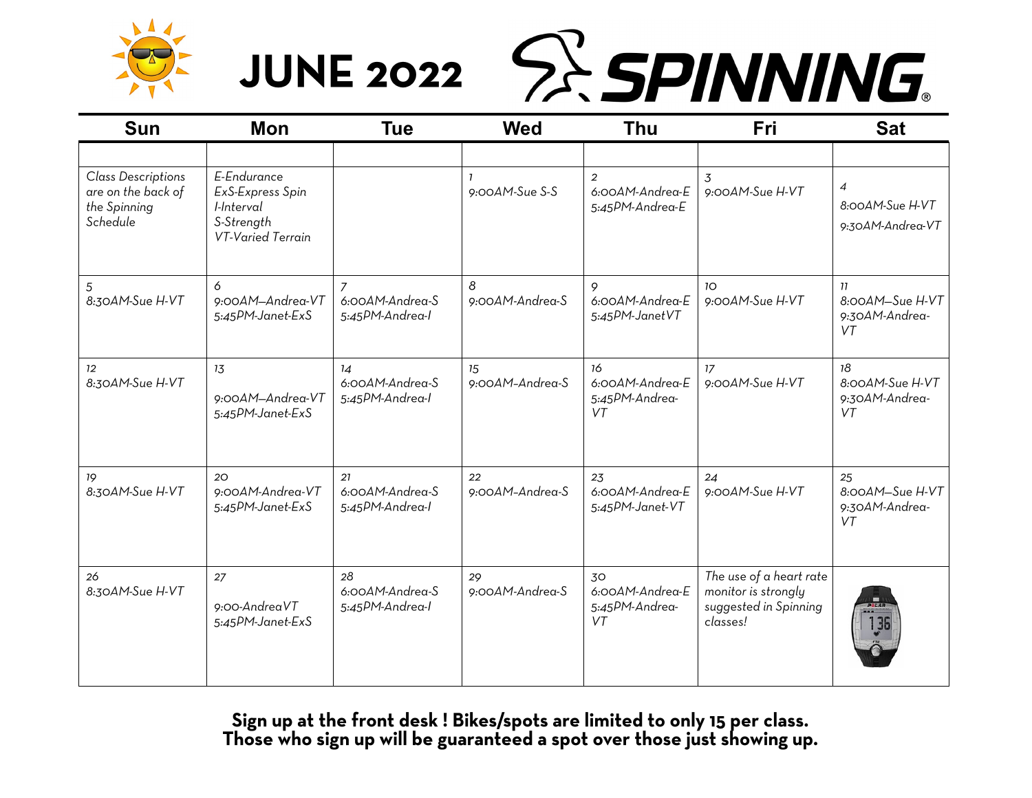# JUNE 2022 SPINNING

| Sun | Mon | Tue | Wed | Thu | Fri | Sat |
|---|---|---|---|---|---|---|
| | | | | | | |
| *Class Descriptions are on the back of the Spinning Schedule* | *E-Endurance ExS-Express Spin I-Interval S-Strength VT-Varied Terrain* | | *1 9:00AM-Sue S-S* | *2 6:00AM-Andrea-E 5:45PM-Andrea-E* | *3 9:00AM-Sue H-VT* | *4 8:00AM-Sue H-VT 9:30AM-Andrea-VT* |
| *5 8:30AM-Sue H-VT* | *6 9:00AM–Andrea-VT 5:45PM-Janet-ExS* | *7 6:00AM-Andrea-S 5:45PM-Andrea-I* | *8 9:00AM-Andrea-S* | *9 6:00AM-Andrea-E 5:45PM-JanetVT* | *10 9:00AM-Sue H-VT* | *11 8:00AM–Sue H-VT 9:30AM-Andrea-VT* |
| *12 8:30AM-Sue H-VT* | *13 9:00AM–Andrea-VT 5:45PM-Janet-ExS* | *14 6:00AM-Andrea-S 5:45PM-Andrea-I* | *15 9:00AM–Andrea-S* | *16 6:00AM-Andrea-E 5:45PM-Andrea-VT* | *17 9:00AM-Sue H-VT* | *18 8:00AM-Sue H-VT 9:30AM-Andrea-VT* |
| *19 8:30AM-Sue H-VT* | *20 9:00AM-Andrea-VT 5:45PM-Janet-ExS* | *21 6:00AM-Andrea-S 5:45PM-Andrea-I* | *22 9:00AM–Andrea-S* | *23 6:00AM-Andrea-E 5:45PM-Janet-VT* | *24 9:00AM-Sue H-VT* | *25 8:00AM–Sue H-VT 9:30AM-Andrea-VT* |
| *26 8:30AM-Sue H-VT* | *27 9:00-AndreaVT 5:45PM-Janet-ExS* | *28 6:00AM-Andrea-S 5:45PM-Andrea-I* | *29 9:00AM-Andrea-S* | *30 6:00AM-Andrea-E 5:45PM-Andrea-VT* | *The use of a heart rate monitor is strongly suggested in Spinning classes!* | |

**Sign up at the front desk ! Bikes/spots are limited to only 15 per class. Those who sign up will be guaranteed a spot over those just showing up.**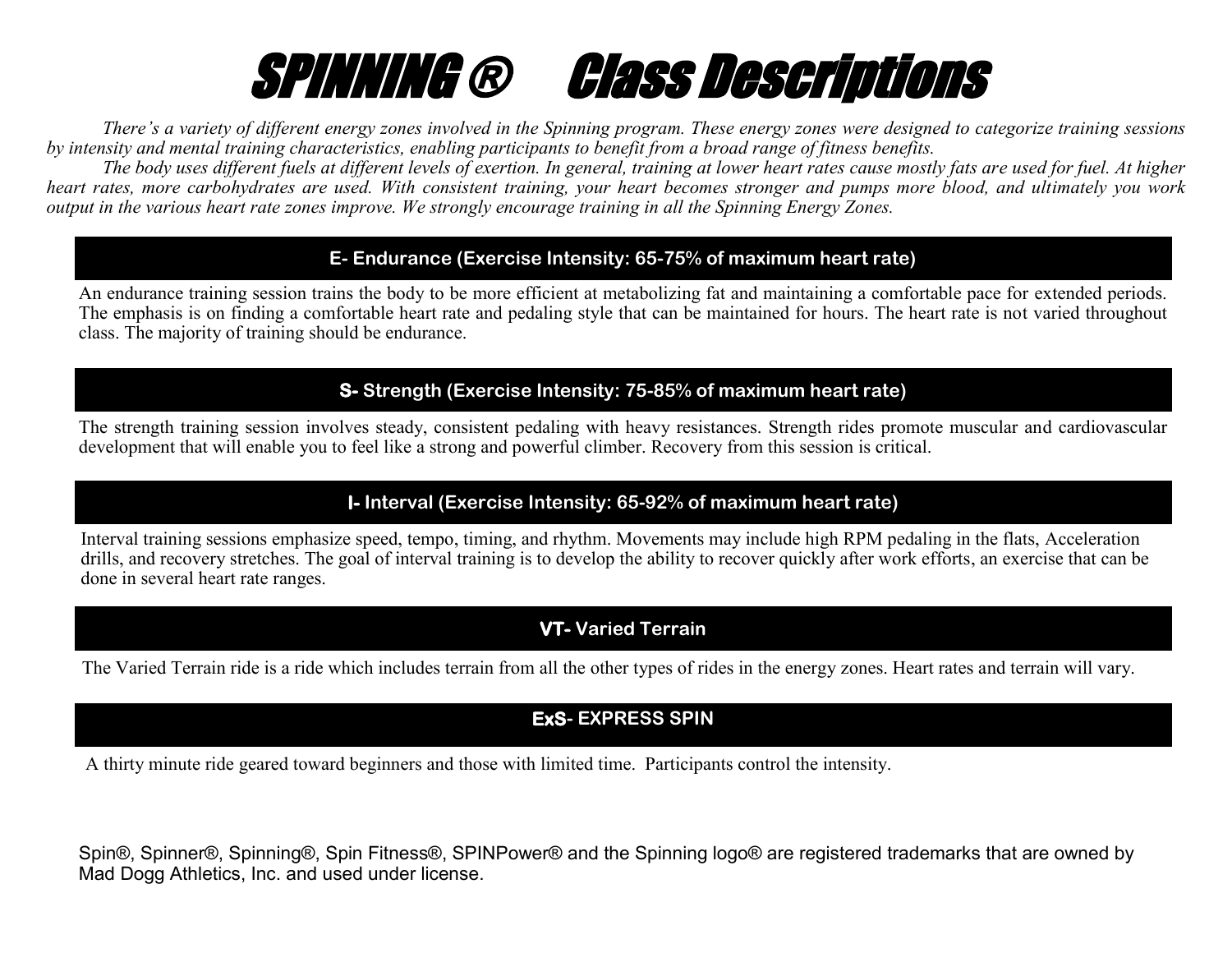# SPINNING ® Class Descriptions

*There's a variety of different energy zones involved in the Spinning program. These energy zones were designed to categorize training sessions by intensity and mental training characteristics, enabling participants to benefit from a broad range of fitness benefits.*

*The body uses different fuels at different levels of exertion. In general, training at lower heart rates cause mostly fats are used for fuel. At higher heart rates, more carbohydrates are used. With consistent training, your heart becomes stronger and pumps more blood, and ultimately you work output in the various heart rate zones improve. We strongly encourage training in all the Spinning Energy Zones.*

## E- Endurance (Exercise Intensity: 65-75% of maximum heart rate)

An endurance training session trains the body to be more efficient at metabolizing fat and maintaining a comfortable pace for extended periods. The emphasis is on finding a comfortable heart rate and pedaling style that can be maintained for hours. The heart rate is not varied throughout class. The majority of training should be endurance.

## S- Strength (Exercise Intensity: 75-85% of maximum heart rate)

The strength training session involves steady, consistent pedaling with heavy resistances. Strength rides promote muscular and cardiovascular development that will enable you to feel like a strong and powerful climber. Recovery from this session is critical.

## I- Interval (Exercise Intensity: 65-92% of maximum heart rate)

Interval training sessions emphasize speed, tempo, timing, and rhythm. Movements may include high RPM pedaling in the flats, Acceleration drills, and recovery stretches. The goal of interval training is to develop the ability to recover quickly after work efforts, an exercise that can be done in several heart rate ranges.

## VT- Varied Terrain

The Varied Terrain ride is a ride which includes terrain from all the other types of rides in the energy zones. Heart rates and terrain will vary.

## ExS- EXPRESS SPIN

A thirty minute ride geared toward beginners and those with limited time. Participants control the intensity.

Spin®, Spinner®, Spinning®, Spin Fitness®, SPINPower® and the Spinning logo® are registered trademarks that are owned by Mad Dogg Athletics, Inc. and used under license.